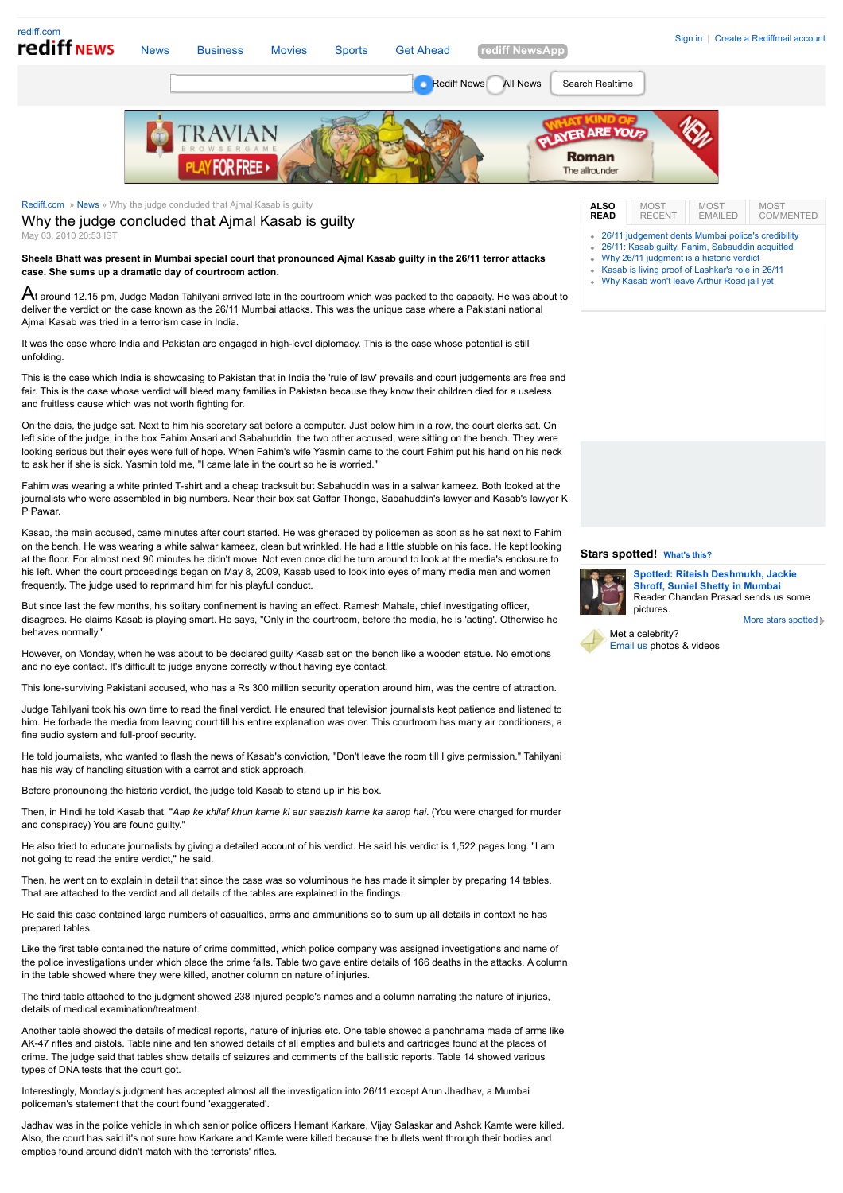Rediff.com » News » Why the judge concluded that Ajmal Kasab is guilty

# Why the judge concluded that Ajmal Kasab is guilty

May 03, 2010 20:53 IST

**Sheela Bhatt was present in Mumbai special court that pronounced Ajmal Kasab guilty in the 26/11 terror attacks case. She sums up a dramatic day of courtroom action.**

At around 12.15 pm, Judge Madan Tahilyani arrived late in the courtroom which was packed to the capacity. He was about to deliver the verdict on the case known as the 26/11 Mumbai attacks. This was the unique case where a Pakistani national Ajmal Kasab was tried in a terrorism case in India.

It was the case where India and Pakistan are engaged in high-level diplomacy. This is the case whose potential is still unfolding.

This is the case which India is showcasing to Pakistan that in India the 'rule of law' prevails and court judgements are free and fair. This is the case whose verdict will bleed many families in Pakistan because they know their children died for a useless and fruitless cause which was not worth fighting for.

On the dais, the judge sat. Next to him his secretary sat before a computer. Just below him in a row, the court clerks sat. On left side of the judge, in the box Fahim Ansari and Sabahuddin, the two other accused, were sitting on the bench. They were looking serious but their eyes were full of hope. When Fahim's wife Yasmin came to the court Fahim put his hand on his neck to ask her if she is sick. Yasmin told me, "I came late in the court so he is worried."

Fahim was wearing a white printed T-shirt and a cheap tracksuit but Sabahuddin was in a salwar kameez. Both looked at the journalists who were assembled in big numbers. Near their box sat Gaffar Thonge, Sabahuddin's lawyer and Kasab's lawyer K P Pawar.

Kasab, the main accused, came minutes after court started. He was gheraoed by policemen as soon as he sat next to Fahim on the bench. He was wearing a white salwar kameez, clean but wrinkled. He had a little stubble on his face. He kept looking at the floor. For almost next 90 minutes he didn't move. Not even once did he turn around to look at the media's enclosure to his left. When the court proceedings began on May 8, 2009, Kasab used to look into eyes of many media men and women frequently. The judge used to reprimand him for his playful conduct.

But since last the few months, his solitary confinement is having an effect. Ramesh Mahale, chief investigating officer, disagrees. He claims Kasab is playing smart. He says, "Only in the courtroom, before the media, he is 'acting'. Otherwise he behaves normally."

However, on Monday, when he was about to be declared guilty Kasab sat on the bench like a wooden statue. No emotions and no eye contact. It's difficult to judge anyone correctly without having eye contact.

This lone-surviving Pakistani accused, who has a Rs 300 million security operation around him, was the centre of attraction.

Judge Tahilyani took his own time to read the final verdict. He ensured that television journalists kept patience and listened to him. He forbade the media from leaving court till his entire explanation was over. This courtroom has many air conditioners, a fine audio system and full-proof security.

He told journalists, who wanted to flash the news of Kasab's conviction, "Don't leave the room till I give permission." Tahilyani has his way of handling situation with a carrot and stick approach.

Before pronouncing the historic verdict, the judge told Kasab to stand up in his box.

Then, in Hindi he told Kasab that, "*Aap ke khilaf khun karne ki aur saazish karne ka aarop hai*. (You were charged for murder and conspiracy) You are found guilty."

He also tried to educate journalists by giving a detailed account of his verdict. He said his verdict is 1,522 pages long. "I am not going to read the entire verdict," he said.

Then, he went on to explain in detail that since the case was so voluminous he has made it simpler by preparing 14 tables. That are attached to the verdict and all details of the tables are explained in the findings.

He said this case contained large numbers of casualties, arms and ammunitions so to sum up all details in context he has prepared tables.

Like the first table contained the nature of crime committed, which police company was assigned investigations and name of the police investigations under which place the crime falls. Table two gave entire details of 166 deaths in the attacks. A column in the table showed where they were killed, another column on nature of injuries.

The third table attached to the judgment showed 238 injured people's names and a column narrating the nature of injuries, details of medical examination/treatment.

Another table showed the details of medical reports, nature of injuries etc. One table showed a panchnama made of arms like AK-47 rifles and pistols. Table nine and ten showed details of all empties and bullets and cartridges found at the places of crime. The judge said that tables show details of seizures and comments of the ballistic reports. Table 14 showed various types of DNA tests that the court got.

Interestingly, Monday's judgment has accepted almost all the investigation into 26/11 except Arun Jhadhav, a Mumbai policeman's statement that the court found 'exaggerated'.

Jadhav was in the police vehicle in which senior police officers Hemant Karkare, Vijay Salaskar and Ashok Kamte were killed. Also, the court has said it's not sure how Karkare and Kamte were killed because the bullets went through their bodies and empties found around didn't match with the terrorists' rifles.

**ALSO READ**

- 26/11 judgement dents Mumbai police's credibility
- 26/11: Kasab guilty, Fahim, Sabauddin acquitted
- Why 26/11 judgment is a historic verdict
- Kasab is living proof of Lashkar's role in 26/11
- Why Kasab won't leave Arthur Road jail yet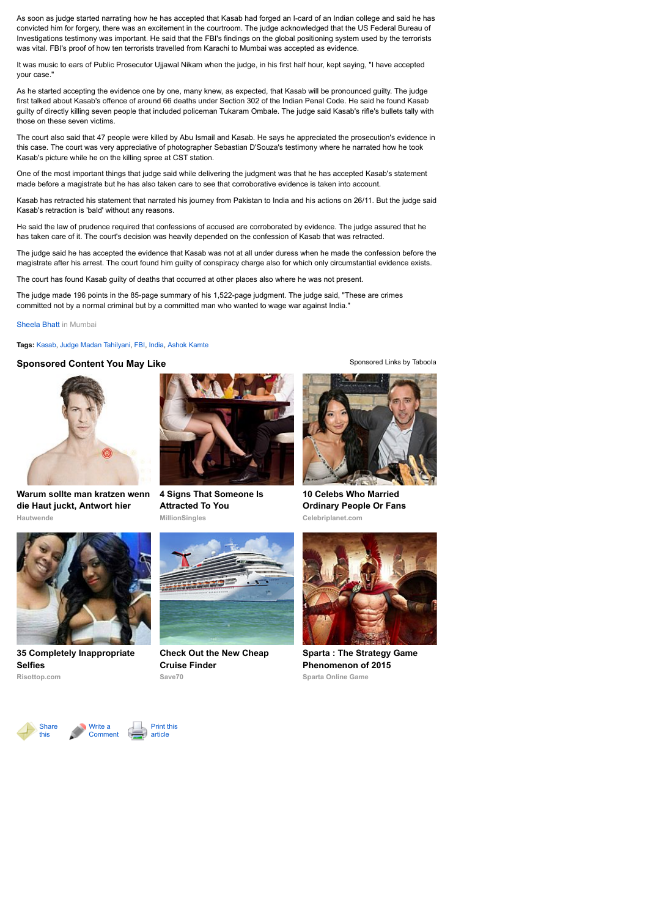As soon as judge started narrating how he has accepted that Kasab had forged an I-card of an Indian college and said he has convicted him for forgery, there was an excitement in the courtroom. The judge acknowledged that the US Federal Bureau of Investigations testimony was important. He said that the FBI's findings on the global positioning system used by the terrorists was vital. FBI's proof of how ten terrorists travelled from Karachi to Mumbai was accepted as evidence.

It was music to ears of Public Prosecutor Ujjawal Nikam when the judge, in his first half hour, kept saying, "I have accepted your case."

As he started accepting the evidence one by one, many knew, as expected, that Kasab will be pronounced guilty. The judge first talked about Kasab's offence of around 66 deaths under Section 302 of the Indian Penal Code. He said he found Kasab guilty of directly killing seven people that included policeman Tukaram Ombale. The judge said Kasab's rifle's bullets tally with those on these seven victims.

The court also said that 47 people were killed by Abu Ismail and Kasab. He says he appreciated the prosecution's evidence in this case. The court was very appreciative of photographer Sebastian D'Souza's testimony where he narrated how he took Kasab's picture while he on the killing spree at CST station.

One of the most important things that judge said while delivering the judgment was that he has accepted Kasab's statement made before a magistrate but he has also taken care to see that corroborative evidence is taken into account.

Kasab has retracted his statement that narrated his journey from Pakistan to India and his actions on 26/11. But the judge said Kasab's retraction is 'bald' without any reasons.

He said the law of prudence required that confessions of accused are corroborated by evidence. The judge assured that he has taken care of it. The court's decision was heavily depended on the confession of Kasab that was retracted.

The judge said he has accepted the evidence that Kasab was not at all under duress when he made the confession before the magistrate after his arrest. The court found him guilty of conspiracy charge also for which only circumstantial evidence exists.

The court has found Kasab guilty of deaths that occurred at other places also where he was not present.

The judge made 196 points in the 85-page summary of his 1,522-page judgment. The judge said, "These are crimes committed not by a normal criminal but by a committed man who wanted to wage war against India."

Sheela Bhatt in Mumbai

**Tags:** Kasab, Judge Madan Tahilyani, FBI, India, Ashok Kamte

## Sponsored Content You May Like

Sponsored Links by Taboola

**Warum sollte man kratzen wenn die Haut juckt, Antwort hier**
Hautwende

**4 Signs That Someone Is Attracted To You**
MillionSingles

**10 Celebs Who Married Ordinary People Or Fans**
Celebriplanet.com

**35 Completely Inappropriate Selfies**
Risottop.com

**Check Out the New Cheap Cruise Finder**
Save70

**Sparta : The Strategy Game Phenomenon of 2015**
Sparta Online Game

Share this | Write a Comment | Print this article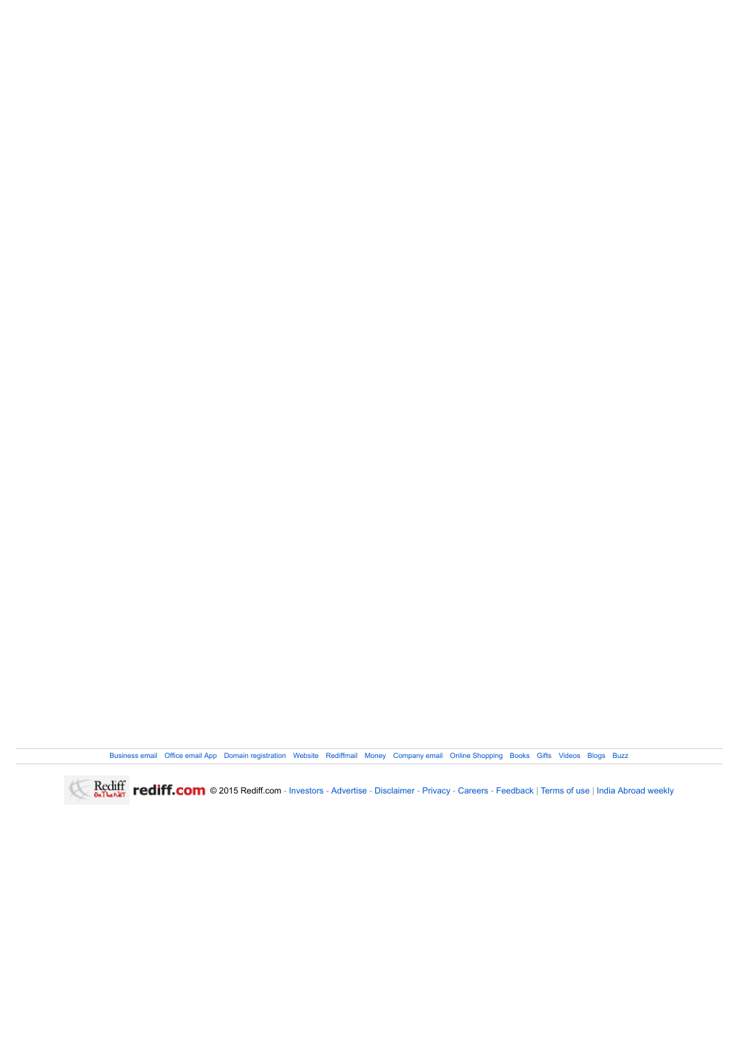Business email Office email App Domain registration Website Rediffmail Money Company email Online Shopping Books Gifts Videos Blogs Buzz

rediff.com © 2015 Rediff.com - Investors - Advertise - Disclaimer - Privacy - Careers - Feedback | Terms of use | India Abroad weekly